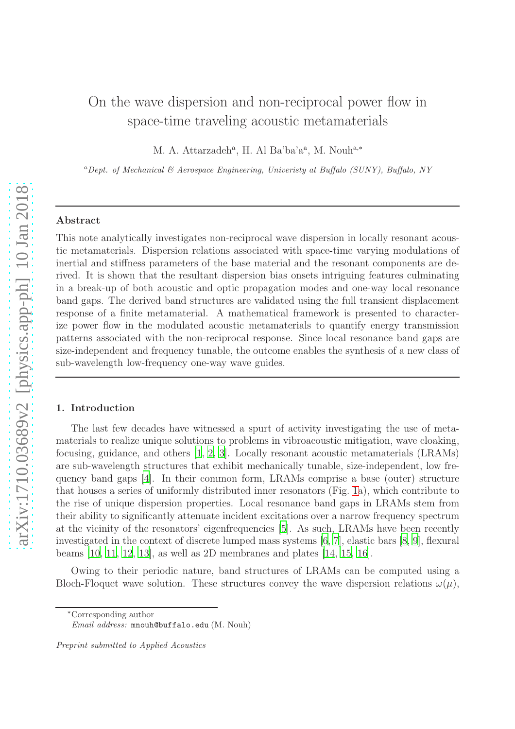# On the wave dispersion and non-reciprocal power flow in space-time traveling acoustic metamaterials

M. A. Attarzadeh[a], H. Al Ba'ba'a[a], M. Nouh[a,*]

[a] *Dept. of Mechanical & Aerospace Engineering, Univeristy at Buffalo (SUNY), Buffalo, NY*

---

**Abstract**

This note analytically investigates non-reciprocal wave dispersion in locally resonant acoustic metamaterials. Dispersion relations associated with space-time varying modulations of inertial and stiffness parameters of the base material and the resonant components are derived. It is shown that the resultant dispersion bias onsets intriguing features culminating in a break-up of both acoustic and optic propagation modes and one-way local resonance band gaps. The derived band structures are validated using the full transient displacement response of a finite metamaterial. A mathematical framework is presented to characterize power flow in the modulated acoustic metamaterials to quantify energy transmission patterns associated with the non-reciprocal response. Since local resonance band gaps are size-independent and frequency tunable, the outcome enables the synthesis of a new class of sub-wavelength low-frequency one-way wave guides.

---

## 1. Introduction

The last few decades have witnessed a spurt of activity investigating the use of metamaterials to realize unique solutions to problems in vibroacoustic mitigation, wave cloaking, focusing, guidance, and others [1, 2, 3]. Locally resonant acoustic metamaterials (LRAMs) are sub-wavelength structures that exhibit mechanically tunable, size-independent, low frequency band gaps [4]. In their common form, LRAMs comprise a base (outer) structure that houses a series of uniformly distributed inner resonators (Fig. 1a), which contribute to the rise of unique dispersion properties. Local resonance band gaps in LRAMs stem from their ability to significantly attenuate incident excitations over a narrow frequency spectrum at the vicinity of the resonators' eigenfrequencies [5]. As such, LRAMs have been recently investigated in the context of discrete lumped mass systems [6, 7], elastic bars [8, 9], flexural beams [10, 11, 12, 13], as well as 2D membranes and plates [14, 15, 16].

Owing to their periodic nature, band structures of LRAMs can be computed using a Bloch-Floquet wave solution. These structures convey the wave dispersion relations $\omega(\mu)$,

---

*Corresponding author
*Email address:* mnouh@buffalo.edu (M. Nouh)

*Preprint submitted to Applied Acoustics*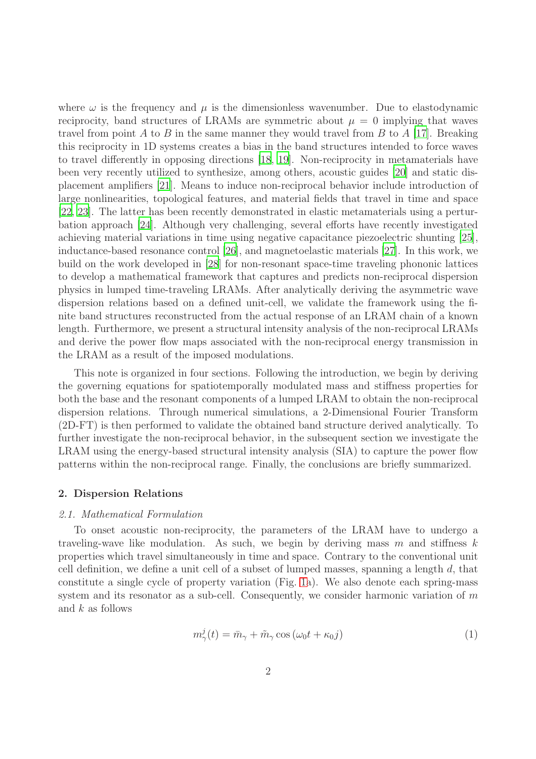where $\omega$ is the frequency and $\mu$ is the dimensionless wavenumber. Due to elastodynamic reciprocity, band structures of LRAMs are symmetric about $\mu = 0$ implying that waves travel from point $A$ to $B$ in the same manner they would travel from $B$ to $A$ [17]. Breaking this reciprocity in 1D systems creates a bias in the band structures intended to force waves to travel differently in opposing directions [18, 19]. Non-reciprocity in metamaterials have been very recently utilized to synthesize, among others, acoustic guides [20] and static displacement amplifiers [21]. Means to induce non-reciprocal behavior include introduction of large nonlinearities, topological features, and material fields that travel in time and space [22, 23]. The latter has been recently demonstrated in elastic metamaterials using a perturbation approach [24]. Although very challenging, several efforts have recently investigated achieving material variations in time using negative capacitance piezoelectric shunting [25], inductance-based resonance control [26], and magnetoelastic materials [27]. In this work, we build on the work developed in [28] for non-resonant space-time traveling phononic lattices to develop a mathematical framework that captures and predicts non-reciprocal dispersion physics in lumped time-traveling LRAMs. After analytically deriving the asymmetric wave dispersion relations based on a defined unit-cell, we validate the framework using the finite band structures reconstructed from the actual response of an LRAM chain of a known length. Furthermore, we present a structural intensity analysis of the non-reciprocal LRAMs and derive the power flow maps associated with the non-reciprocal energy transmission in the LRAM as a result of the imposed modulations.

This note is organized in four sections. Following the introduction, we begin by deriving the governing equations for spatiotemporally modulated mass and stiffness properties for both the base and the resonant components of a lumped LRAM to obtain the non-reciprocal dispersion relations. Through numerical simulations, a 2-Dimensional Fourier Transform (2D-FT) is then performed to validate the obtained band structure derived analytically. To further investigate the non-reciprocal behavior, in the subsequent section we investigate the LRAM using the energy-based structural intensity analysis (SIA) to capture the power flow patterns within the non-reciprocal range. Finally, the conclusions are briefly summarized.

## 2. Dispersion Relations

### *2.1. Mathematical Formulation*

To onset acoustic non-reciprocity, the parameters of the LRAM have to undergo a traveling-wave like modulation. As such, we begin by deriving mass $m$ and stiffness $k$ properties which travel simultaneously in time and space. Contrary to the conventional unit cell definition, we define a unit cell of a subset of lumped masses, spanning a length $d$, that constitute a single cycle of property variation (Fig. 1a). We also denote each spring-mass system and its resonator as a sub-cell. Consequently, we consider harmonic variation of $m$ and $k$ as follows

$$m_\gamma^j(t) = \bar{m}_\gamma + \tilde{m}_\gamma \cos\left(\omega_0 t + \kappa_0 j\right) \tag{1}$$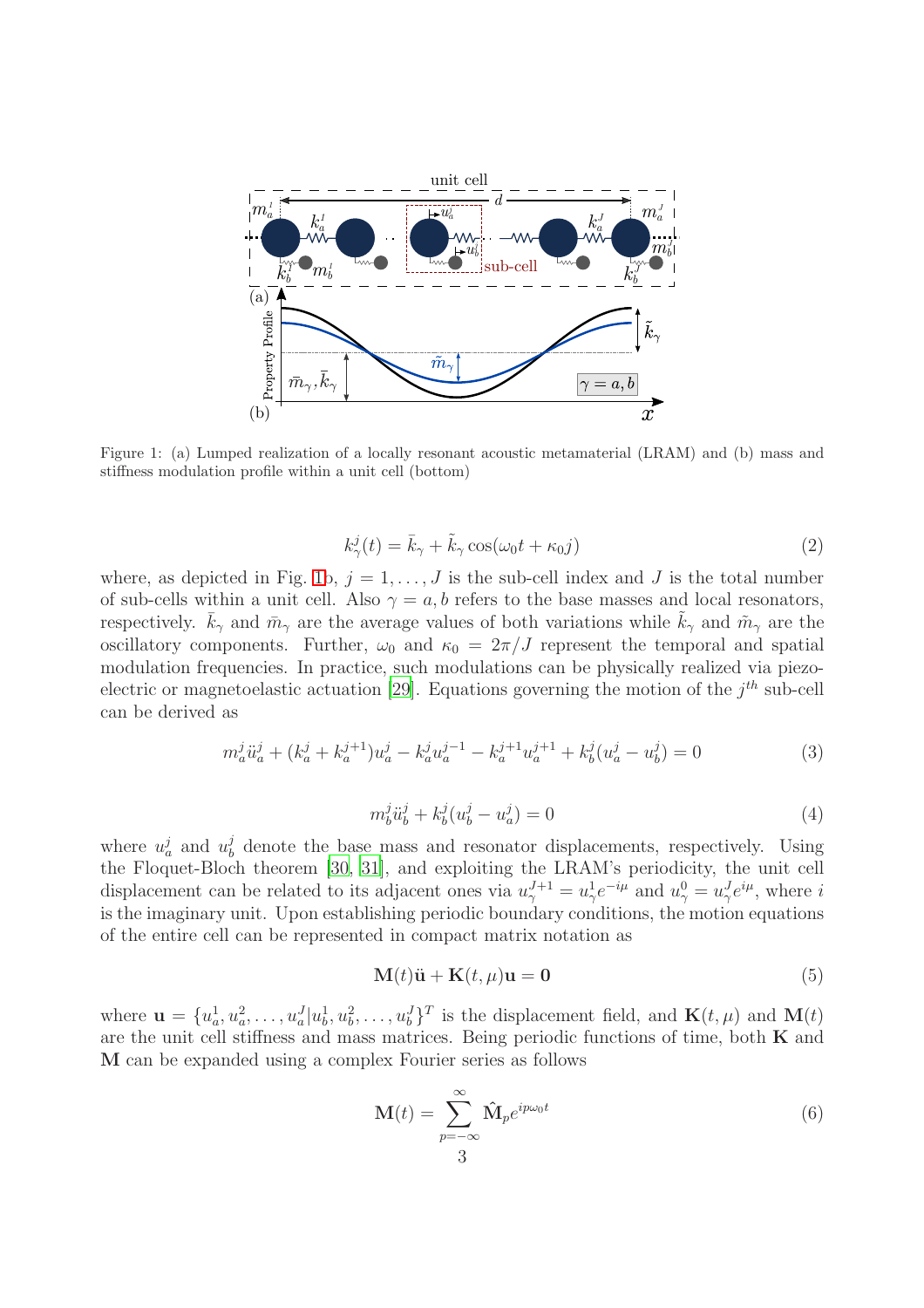Figure 1: (a) Lumped realization of a locally resonant acoustic metamaterial (LRAM) and (b) mass and stiffness modulation profile within a unit cell (bottom)

$$k_\gamma^j(t) = \bar{k}_\gamma + \tilde{k}_\gamma \cos(\omega_0 t + \kappa_0 j) \tag{2}$$

where, as depicted in Fig. 1b, $j = 1, \ldots, J$ is the sub-cell index and $J$ is the total number of sub-cells within a unit cell. Also $\gamma = a, b$ refers to the base masses and local resonators, respectively. $\bar{k}_\gamma$ and $\bar{m}_\gamma$ are the average values of both variations while $\tilde{k}_\gamma$ and $\tilde{m}_\gamma$ are the oscillatory components. Further, $\omega_0$ and $\kappa_0 = 2\pi/J$ represent the temporal and spatial modulation frequencies. In practice, such modulations can be physically realized via piezo-electric or magnetoelastic actuation [29]. Equations governing the motion of the $j^{th}$ sub-cell can be derived as

$$m_a^j \ddot{u}_a^j + (k_a^j + k_a^{j+1}) u_a^j - k_a^j u_a^{j-1} - k_a^{j+1} u_a^{j+1} + k_b^j (u_a^j - u_b^j) = 0 \tag{3}$$

$$m_b^j \ddot{u}_b^j + k_b^j (u_b^j - u_a^j) = 0 \tag{4}$$

where $u_a^j$ and $u_b^j$ denote the base mass and resonator displacements, respectively. Using the Floquet-Bloch theorem [30, 31], and exploiting the LRAM's periodicity, the unit cell displacement can be related to its adjacent ones via $u_\gamma^{J+1} = u_\gamma^1 e^{-i\mu}$ and $u_\gamma^0 = u_\gamma^J e^{i\mu}$, where $i$ is the imaginary unit. Upon establishing periodic boundary conditions, the motion equations of the entire cell can be represented in compact matrix notation as

$$\mathbf{M}(t)\ddot{\mathbf{u}} + \mathbf{K}(t, \mu)\mathbf{u} = \mathbf{0} \tag{5}$$

where $\mathbf{u} = \{u_a^1, u_a^2, \ldots, u_a^J | u_b^1, u_b^2, \ldots, u_b^J\}^T$ is the displacement field, and $\mathbf{K}(t, \mu)$ and $\mathbf{M}(t)$ are the unit cell stiffness and mass matrices. Being periodic functions of time, both $\mathbf{K}$ and $\mathbf{M}$ can be expanded using a complex Fourier series as follows

$$\mathbf{M}(t) = \sum_{p=-\infty}^{\infty} \hat{\mathbf{M}}_p e^{ip\omega_0 t} \tag{6}$$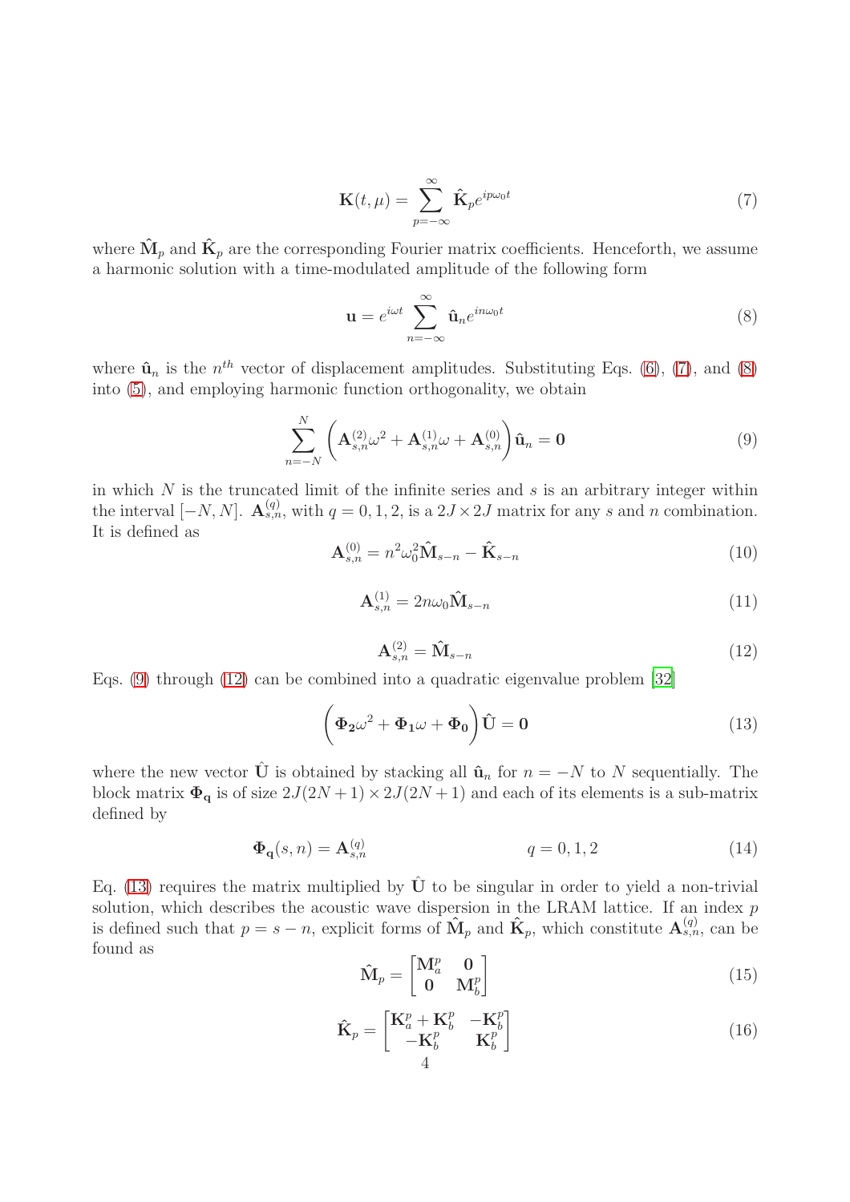$$\mathbf{K}(t,\mu) = \sum_{p=-\infty}^{\infty} \hat{\mathbf{K}}_p e^{ip\omega_0 t} \tag{7}$$

where $\hat{\mathbf{M}}_p$ and $\hat{\mathbf{K}}_p$ are the corresponding Fourier matrix coefficients. Henceforth, we assume a harmonic solution with a time-modulated amplitude of the following form

$$\mathbf{u} = e^{i\omega t} \sum_{n=-\infty}^{\infty} \hat{\mathbf{u}}_n e^{in\omega_0 t} \tag{8}$$

where $\hat{\mathbf{u}}_n$ is the $n^{th}$ vector of displacement amplitudes. Substituting Eqs. (6), (7), and (8) into (5), and employing harmonic function orthogonality, we obtain

$$\sum_{n=-N}^{N} \left( \mathbf{A}_{s,n}^{(2)} \omega^2 + \mathbf{A}_{s,n}^{(1)} \omega + \mathbf{A}_{s,n}^{(0)} \right) \hat{\mathbf{u}}_n = \mathbf{0} \tag{9}$$

in which $N$ is the truncated limit of the infinite series and $s$ is an arbitrary integer within the interval $[-N, N]$. $\mathbf{A}_{s,n}^{(q)}$, with $q = 0, 1, 2$, is a $2J \times 2J$ matrix for any $s$ and $n$ combination. It is defined as

$$\mathbf{A}_{s,n}^{(0)} = n^2 \omega_0^2 \hat{\mathbf{M}}_{s-n} - \hat{\mathbf{K}}_{s-n} \tag{10}$$

$$\mathbf{A}_{s,n}^{(1)} = 2n\omega_0 \hat{\mathbf{M}}_{s-n} \tag{11}$$

$$\mathbf{A}_{s,n}^{(2)} = \hat{\mathbf{M}}_{s-n} \tag{12}$$

Eqs. (9) through (12) can be combined into a quadratic eigenvalue problem [32]

$$\left( \mathbf{\Phi_2} \omega^2 + \mathbf{\Phi_1} \omega + \mathbf{\Phi_0} \right) \hat{\mathbf{U}} = \mathbf{0} \tag{13}$$

where the new vector $\hat{\mathbf{U}}$ is obtained by stacking all $\hat{\mathbf{u}}_n$ for $n = -N$ to $N$ sequentially. The block matrix $\mathbf{\Phi_q}$ is of size $2J(2N+1) \times 2J(2N+1)$ and each of its elements is a sub-matrix defined by

$$\mathbf{\Phi_q}(s,n) = \mathbf{A}_{s,n}^{(q)} \qquad\qquad q = 0, 1, 2 \tag{14}$$

Eq. (13) requires the matrix multiplied by $\hat{\mathbf{U}}$ to be singular in order to yield a non-trivial solution, which describes the acoustic wave dispersion in the LRAM lattice. If an index $p$ is defined such that $p = s - n$, explicit forms of $\hat{\mathbf{M}}_p$ and $\hat{\mathbf{K}}_p$, which constitute $\mathbf{A}_{s,n}^{(q)}$, can be found as

$$\hat{\mathbf{M}}_p = \begin{bmatrix} \mathbf{M}_a^p & \mathbf{0} \\ \mathbf{0} & \mathbf{M}_b^p \end{bmatrix} \tag{15}$$

$$\hat{\mathbf{K}}_p = \begin{bmatrix} \mathbf{K}_a^p + \mathbf{K}_b^p & -\mathbf{K}_b^p \\ -\mathbf{K}_b^p & \mathbf{K}_b^p \end{bmatrix} \tag{16}$$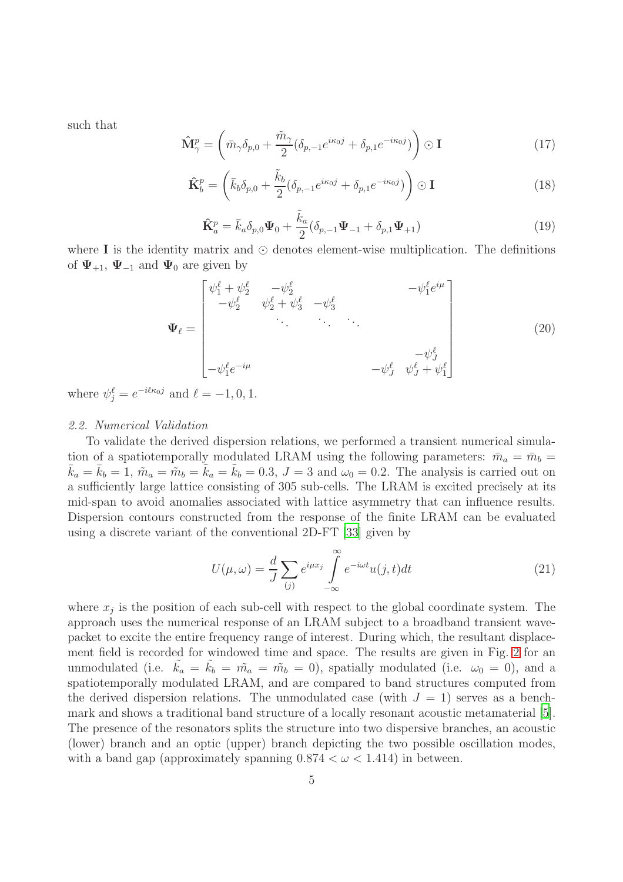such that

$$\hat{\mathbf{M}}_{\gamma}^{p} = \left( \bar{m}_{\gamma}\delta_{p,0} + \frac{\tilde{m}_{\gamma}}{2}(\delta_{p,-1}e^{i\kappa_0 j} + \delta_{p,1}e^{-i\kappa_0 j}) \right) \odot \mathbf{I} \tag{17}$$

$$\hat{\mathbf{K}}_{b}^{p} = \left( \bar{k}_{b}\delta_{p,0} + \frac{\tilde{k}_{b}}{2}(\delta_{p,-1}e^{i\kappa_0 j} + \delta_{p,1}e^{-i\kappa_0 j}) \right) \odot \mathbf{I} \tag{18}$$

$$\hat{\mathbf{K}}_{a}^{p} = \bar{k}_{a}\delta_{p,0}\mathbf{\Psi}_0 + \frac{\tilde{k}_{a}}{2}(\delta_{p,-1}\mathbf{\Psi}_{-1} + \delta_{p,1}\mathbf{\Psi}_{+1}) \tag{19}$$

where $\mathbf{I}$ is the identity matrix and $\odot$ denotes element-wise multiplication. The definitions of $\mathbf{\Psi}_{+1}$, $\mathbf{\Psi}_{-1}$ and $\mathbf{\Psi}_0$ are given by

$$\mathbf{\Psi}_{\ell} = \begin{bmatrix} \psi_1^{\ell} + \psi_2^{\ell} & -\psi_2^{\ell} & & & -\psi_1^{\ell}e^{i\mu} \\ -\psi_2^{\ell} & \psi_2^{\ell} + \psi_3^{\ell} & -\psi_3^{\ell} & & \\ & \ddots & \ddots & \ddots & \\ & & & & -\psi_J^{\ell} \\ -\psi_1^{\ell}e^{-i\mu} & & & -\psi_J^{\ell} & \psi_J^{\ell} + \psi_1^{\ell} \end{bmatrix} \tag{20}$$

where $\psi_j^{\ell} = e^{-i\ell\kappa_0 j}$ and $\ell = -1, 0, 1$.

### *2.2. Numerical Validation*

To validate the derived dispersion relations, we performed a transient numerical simulation of a spatiotemporally modulated LRAM using the following parameters: $\bar{m}_a = \bar{m}_b = \bar{k}_a = \bar{k}_b = 1$, $\tilde{m}_a = \tilde{m}_b = \tilde{k}_a = \tilde{k}_b = 0.3$, $J = 3$ and $\omega_0 = 0.2$. The analysis is carried out on a sufficiently large lattice consisting of 305 sub-cells. The LRAM is excited precisely at its mid-span to avoid anomalies associated with lattice asymmetry that can influence results. Dispersion contours constructed from the response of the finite LRAM can be evaluated using a discrete variant of the conventional 2D-FT [33] given by

$$U(\mu, \omega) = \frac{d}{J} \sum_{(j)} e^{i\mu x_j} \int_{-\infty}^{\infty} e^{-i\omega t} u(j, t) dt \tag{21}$$

where $x_j$ is the position of each sub-cell with respect to the global coordinate system. The approach uses the numerical response of an LRAM subject to a broadband transient wave-packet to excite the entire frequency range of interest. During which, the resultant displacement field is recorded for windowed time and space. The results are given in Fig. 2 for an unmodulated (i.e. $\tilde{k}_a = \tilde{k}_b = \tilde{m}_a = \tilde{m}_b = 0$), spatially modulated (i.e. $\omega_0 = 0$), and a spatiotemporally modulated LRAM, and are compared to band structures computed from the derived dispersion relations. The unmodulated case (with $J = 1$) serves as a benchmark and shows a traditional band structure of a locally resonant acoustic metamaterial [5]. The presence of the resonators splits the structure into two dispersive branches, an acoustic (lower) branch and an optic (upper) branch depicting the two possible oscillation modes, with a band gap (approximately spanning $0.874 < \omega < 1.414$) in between.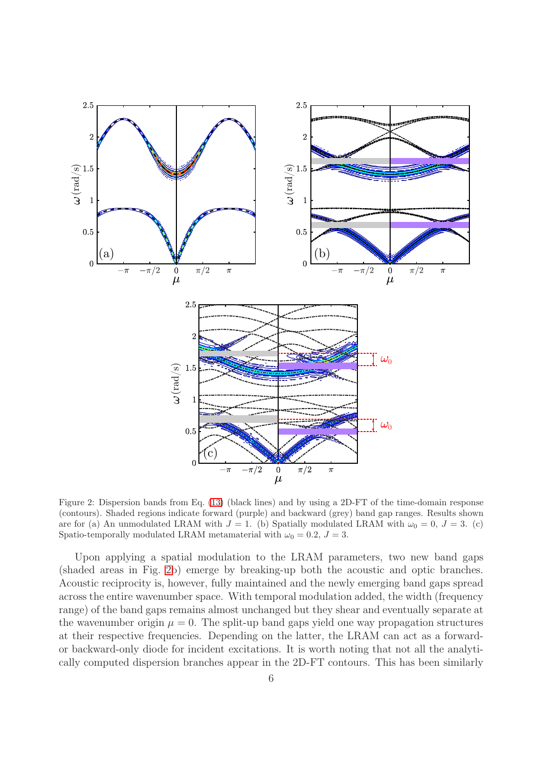Figure 2: Dispersion bands from Eq. (13) (black lines) and by using a 2D-FT of the time-domain response (contours). Shaded regions indicate forward (purple) and backward (grey) band gap ranges. Results shown are for (a) An unmodulated LRAM with $J = 1$. (b) Spatially modulated LRAM with $\omega_0 = 0$, $J = 3$. (c) Spatio-temporally modulated LRAM metamaterial with $\omega_0 = 0.2$, $J = 3$.

Upon applying a spatial modulation to the LRAM parameters, two new band gaps (shaded areas in Fig. 2b) emerge by breaking-up both the acoustic and optic branches. Acoustic reciprocity is, however, fully maintained and the newly emerging band gaps spread across the entire wavenumber space. With temporal modulation added, the width (frequency range) of the band gaps remains almost unchanged but they shear and eventually separate at the wavenumber origin $\mu = 0$. The split-up band gaps yield one way propagation structures at their respective frequencies. Depending on the latter, the LRAM can act as a forward- or backward-only diode for incident excitations. It is worth noting that not all the analytically computed dispersion branches appear in the 2D-FT contours. This has been similarly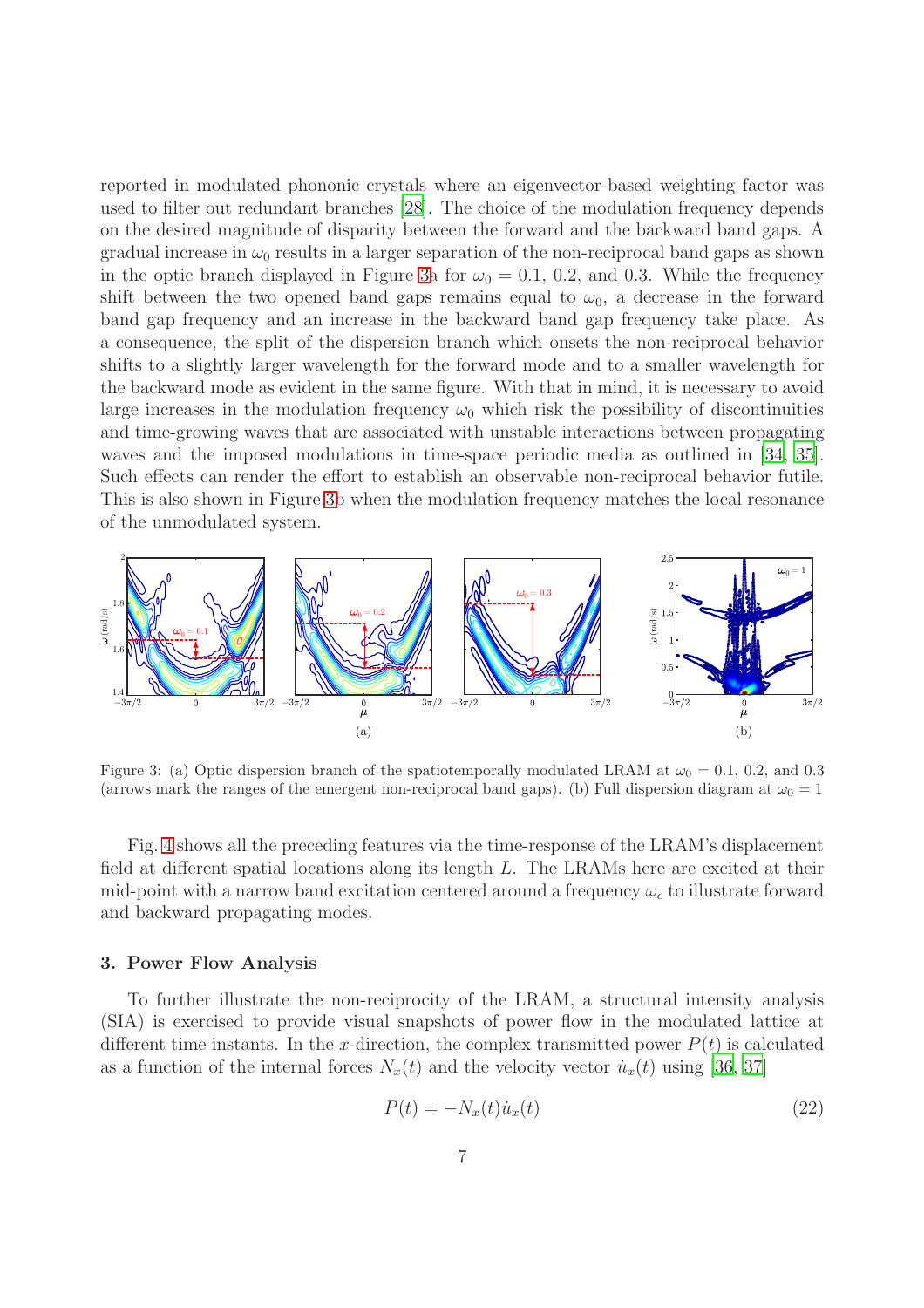reported in modulated phononic crystals where an eigenvector-based weighting factor was used to filter out redundant branches [28]. The choice of the modulation frequency depends on the desired magnitude of disparity between the forward and the backward band gaps. A gradual increase in $\omega_0$ results in a larger separation of the non-reciprocal band gaps as shown in the optic branch displayed in Figure 3a for $\omega_0 = 0.1$, 0.2, and 0.3. While the frequency shift between the two opened band gaps remains equal to $\omega_0$, a decrease in the forward band gap frequency and an increase in the backward band gap frequency take place. As a consequence, the split of the dispersion branch which onsets the non-reciprocal behavior shifts to a slightly larger wavelength for the forward mode and to a smaller wavelength for the backward mode as evident in the same figure. With that in mind, it is necessary to avoid large increases in the modulation frequency $\omega_0$ which risk the possibility of discontinuities and time-growing waves that are associated with unstable interactions between propagating waves and the imposed modulations in time-space periodic media as outlined in [34, 35]. Such effects can render the effort to establish an observable non-reciprocal behavior futile. This is also shown in Figure 3b when the modulation frequency matches the local resonance of the unmodulated system.

Figure 3: (a) Optic dispersion branch of the spatiotemporally modulated LRAM at $\omega_0 = 0.1$, 0.2, and 0.3 (arrows mark the ranges of the emergent non-reciprocal band gaps). (b) Full dispersion diagram at $\omega_0 = 1$

Fig. 4 shows all the preceding features via the time-response of the LRAM's displacement field at different spatial locations along its length $L$. The LRAMs here are excited at their mid-point with a narrow band excitation centered around a frequency $\omega_c$ to illustrate forward and backward propagating modes.

## 3. Power Flow Analysis

To further illustrate the non-reciprocity of the LRAM, a structural intensity analysis (SIA) is exercised to provide visual snapshots of power flow in the modulated lattice at different time instants. In the $x$-direction, the complex transmitted power $P(t)$ is calculated as a function of the internal forces $N_x(t)$ and the velocity vector $\dot{u}_x(t)$ using [36, 37]

$$P(t) = -N_x(t)\dot{u}_x(t) \tag{22}$$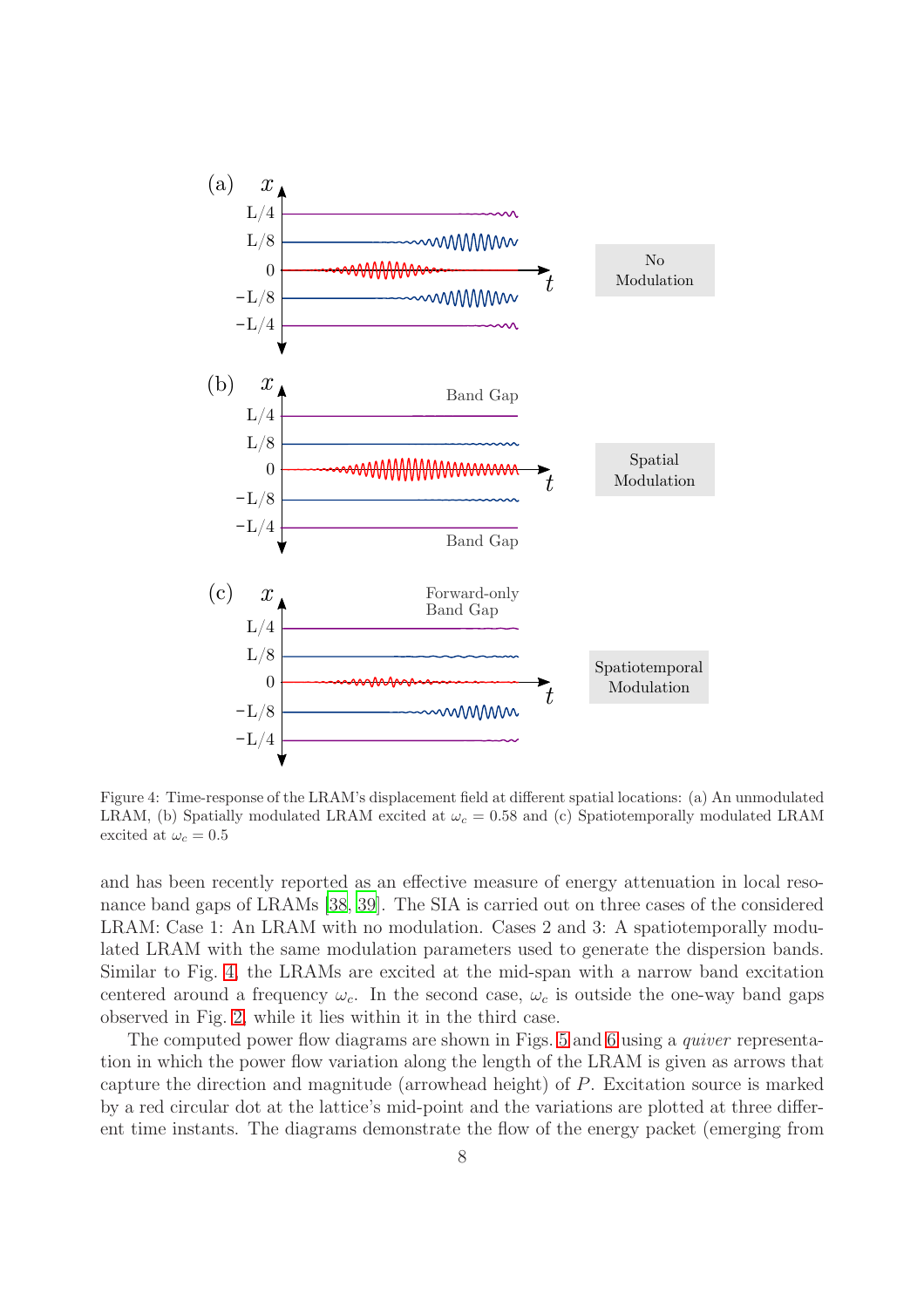Figure 4: Time-response of the LRAM's displacement field at different spatial locations: (a) An unmodulated LRAM, (b) Spatially modulated LRAM excited at $\omega_c = 0.58$ and (c) Spatiotemporally modulated LRAM excited at $\omega_c = 0.5$

and has been recently reported as an effective measure of energy attenuation in local resonance band gaps of LRAMs [38, 39]. The SIA is carried out on three cases of the considered LRAM: Case 1: An LRAM with no modulation. Cases 2 and 3: A spatiotemporally modulated LRAM with the same modulation parameters used to generate the dispersion bands. Similar to Fig. 4, the LRAMs are excited at the mid-span with a narrow band excitation centered around a frequency $\omega_c$. In the second case, $\omega_c$ is outside the one-way band gaps observed in Fig. 2, while it lies within it in the third case.

The computed power flow diagrams are shown in Figs. 5 and 6 using a *quiver* representation in which the power flow variation along the length of the LRAM is given as arrows that capture the direction and magnitude (arrowhead height) of $P$. Excitation source is marked by a red circular dot at the lattice's mid-point and the variations are plotted at three different time instants. The diagrams demonstrate the flow of the energy packet (emerging from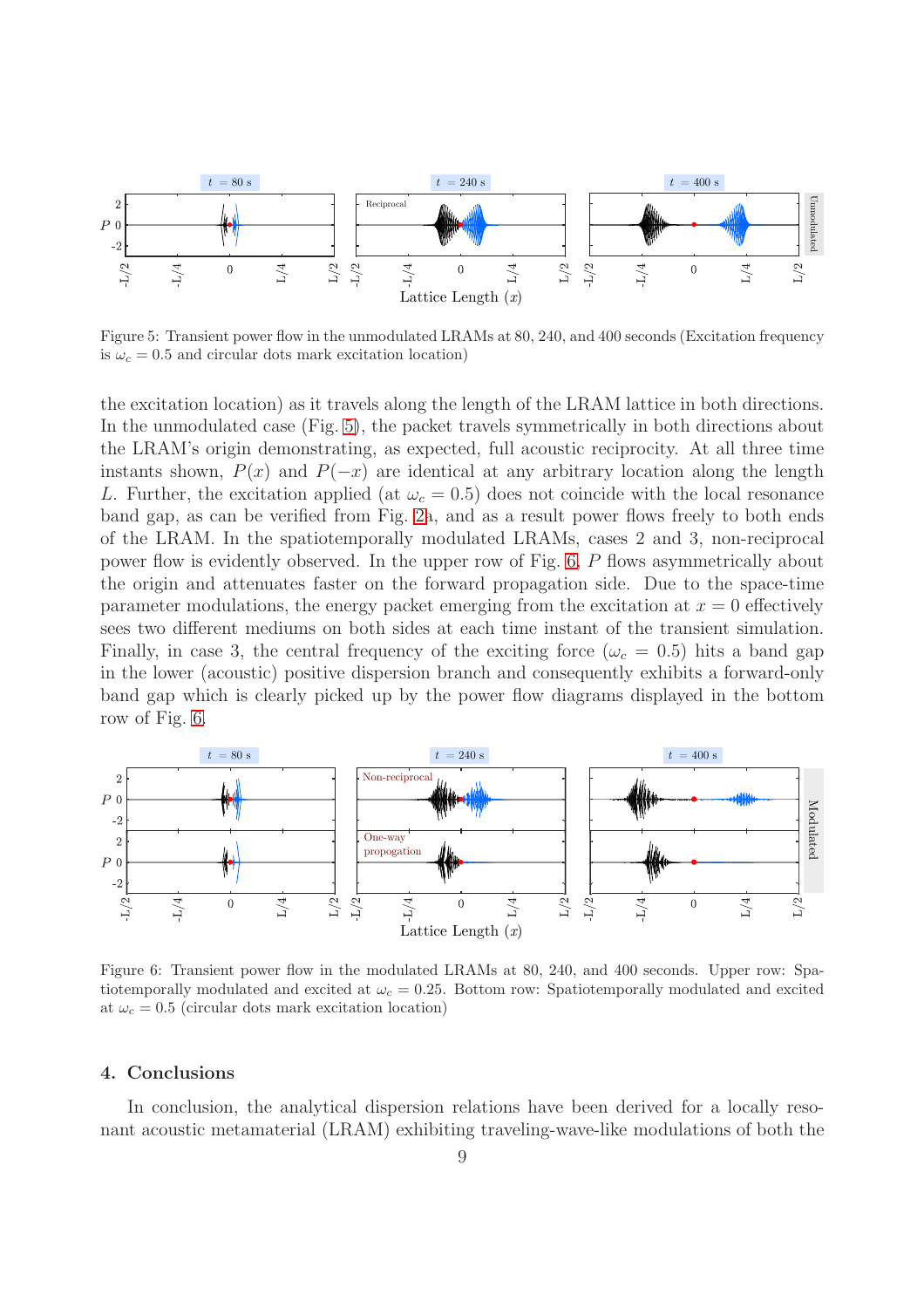Figure 5: Transient power flow in the unmodulated LRAMs at 80, 240, and 400 seconds (Excitation frequency is $\omega_c = 0.5$ and circular dots mark excitation location)

the excitation location) as it travels along the length of the LRAM lattice in both directions. In the unmodulated case (Fig. 5), the packet travels symmetrically in both directions about the LRAM's origin demonstrating, as expected, full acoustic reciprocity. At all three time instants shown, $P(x)$ and $P(-x)$ are identical at any arbitrary location along the length $L$. Further, the excitation applied (at $\omega_c = 0.5$) does not coincide with the local resonance band gap, as can be verified from Fig. 2a, and as a result power flows freely to both ends of the LRAM. In the spatiotemporally modulated LRAMs, cases 2 and 3, non-reciprocal power flow is evidently observed. In the upper row of Fig. 6, $P$ flows asymmetrically about the origin and attenuates faster on the forward propagation side. Due to the space-time parameter modulations, the energy packet emerging from the excitation at $x = 0$ effectively sees two different mediums on both sides at each time instant of the transient simulation. Finally, in case 3, the central frequency of the exciting force ($\omega_c = 0.5$) hits a band gap in the lower (acoustic) positive dispersion branch and consequently exhibits a forward-only band gap which is clearly picked up by the power flow diagrams displayed in the bottom row of Fig. 6.

Figure 6: Transient power flow in the modulated LRAMs at 80, 240, and 400 seconds. Upper row: Spatiotemporally modulated and excited at $\omega_c = 0.25$. Bottom row: Spatiotemporally modulated and excited at $\omega_c = 0.5$ (circular dots mark excitation location)

## 4. Conclusions

In conclusion, the analytical dispersion relations have been derived for a locally resonant acoustic metamaterial (LRAM) exhibiting traveling-wave-like modulations of both the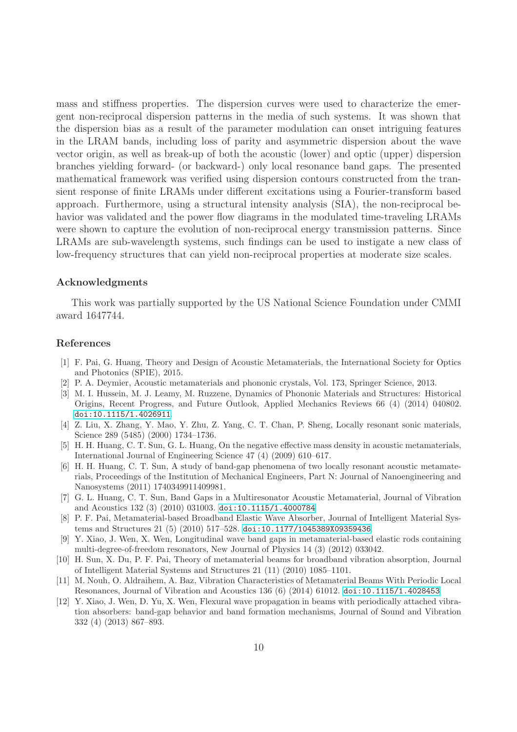mass and stiffness properties. The dispersion curves were used to characterize the emergent non-reciprocal dispersion patterns in the media of such systems. It was shown that the dispersion bias as a result of the parameter modulation can onset intriguing features in the LRAM bands, including loss of parity and asymmetric dispersion about the wave vector origin, as well as break-up of both the acoustic (lower) and optic (upper) dispersion branches yielding forward- (or backward-) only local resonance band gaps. The presented mathematical framework was verified using dispersion contours constructed from the transient response of finite LRAMs under different excitations using a Fourier-transform based approach. Furthermore, using a structural intensity analysis (SIA), the non-reciprocal behavior was validated and the power flow diagrams in the modulated time-traveling LRAMs were shown to capture the evolution of non-reciprocal energy transmission patterns. Since LRAMs are sub-wavelength systems, such findings can be used to instigate a new class of low-frequency structures that can yield non-reciprocal properties at moderate size scales.

## Acknowledgments

This work was partially supported by the US National Science Foundation under CMMI award 1647744.

## References

[1] F. Pai, G. Huang, Theory and Design of Acoustic Metamaterials, the International Society for Optics and Photonics (SPIE), 2015.

[2] P. A. Deymier, Acoustic metamaterials and phononic crystals, Vol. 173, Springer Science, 2013.

[3] M. I. Hussein, M. J. Leamy, M. Ruzzene, Dynamics of Phononic Materials and Structures: Historical Origins, Recent Progress, and Future Outlook, Applied Mechanics Reviews 66 (4) (2014) 040802. doi:10.1115/1.4026911.

[4] Z. Liu, X. Zhang, Y. Mao, Y. Zhu, Z. Yang, C. T. Chan, P. Sheng, Locally resonant sonic materials, Science 289 (5485) (2000) 1734–1736.

[5] H. H. Huang, C. T. Sun, G. L. Huang, On the negative effective mass density in acoustic metamaterials, International Journal of Engineering Science 47 (4) (2009) 610–617.

[6] H. H. Huang, C. T. Sun, A study of band-gap phenomena of two locally resonant acoustic metamaterials, Proceedings of the Institution of Mechanical Engineers, Part N: Journal of Nanoengineering and Nanosystems (2011) 1740349911409981.

[7] G. L. Huang, C. T. Sun, Band Gaps in a Multiresonator Acoustic Metamaterial, Journal of Vibration and Acoustics 132 (3) (2010) 031003. doi:10.1115/1.4000784.

[8] P. F. Pai, Metamaterial-based Broadband Elastic Wave Absorber, Journal of Intelligent Material Systems and Structures 21 (5) (2010) 517–528. doi:10.1177/1045389X09359436.

[9] Y. Xiao, J. Wen, X. Wen, Longitudinal wave band gaps in metamaterial-based elastic rods containing multi-degree-of-freedom resonators, New Journal of Physics 14 (3) (2012) 033042.

[10] H. Sun, X. Du, P. F. Pai, Theory of metamaterial beams for broadband vibration absorption, Journal of Intelligent Material Systems and Structures 21 (11) (2010) 1085–1101.

[11] M. Nouh, O. Aldraihem, A. Baz, Vibration Characteristics of Metamaterial Beams With Periodic Local Resonances, Journal of Vibration and Acoustics 136 (6) (2014) 61012. doi:10.1115/1.4028453.

[12] Y. Xiao, J. Wen, D. Yu, X. Wen, Flexural wave propagation in beams with periodically attached vibration absorbers: band-gap behavior and band formation mechanisms, Journal of Sound and Vibration 332 (4) (2013) 867–893.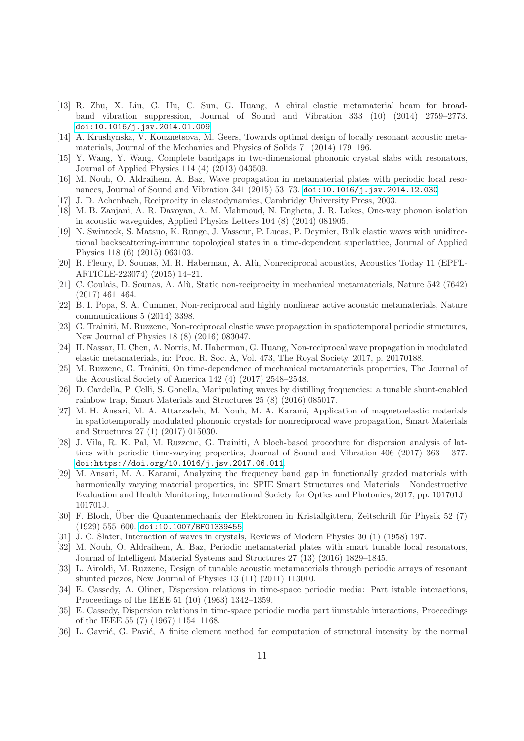[13] R. Zhu, X. Liu, G. Hu, C. Sun, G. Huang, A chiral elastic metamaterial beam for broadband vibration suppression, Journal of Sound and Vibration 333 (10) (2014) 2759–2773. doi:10.1016/j.jsv.2014.01.009.

[14] A. Krushynska, V. Kouznetsova, M. Geers, Towards optimal design of locally resonant acoustic metamaterials, Journal of the Mechanics and Physics of Solids 71 (2014) 179–196.

[15] Y. Wang, Y. Wang, Complete bandgaps in two-dimensional phononic crystal slabs with resonators, Journal of Applied Physics 114 (4) (2013) 043509.

[16] M. Nouh, O. Aldraihem, A. Baz, Wave propagation in metamaterial plates with periodic local resonances, Journal of Sound and Vibration 341 (2015) 53–73. doi:10.1016/j.jsv.2014.12.030.

[17] J. D. Achenbach, Reciprocity in elastodynamics, Cambridge University Press, 2003.

[18] M. B. Zanjani, A. R. Davoyan, A. M. Mahmoud, N. Engheta, J. R. Lukes, One-way phonon isolation in acoustic waveguides, Applied Physics Letters 104 (8) (2014) 081905.

[19] N. Swinteck, S. Matsuo, K. Runge, J. Vasseur, P. Lucas, P. Deymier, Bulk elastic waves with unidirectional backscattering-immune topological states in a time-dependent superlattice, Journal of Applied Physics 118 (6) (2015) 063103.

[20] R. Fleury, D. Sounas, M. R. Haberman, A. Alù, Nonreciprocal acoustics, Acoustics Today 11 (EPFL-ARTICLE-223074) (2015) 14–21.

[21] C. Coulais, D. Sounas, A. Alù, Static non-reciprocity in mechanical metamaterials, Nature 542 (7642) (2017) 461–464.

[22] B. I. Popa, S. A. Cummer, Non-reciprocal and highly nonlinear active acoustic metamaterials, Nature communications 5 (2014) 3398.

[23] G. Trainiti, M. Ruzzene, Non-reciprocal elastic wave propagation in spatiotemporal periodic structures, New Journal of Physics 18 (8) (2016) 083047.

[24] H. Nassar, H. Chen, A. Norris, M. Haberman, G. Huang, Non-reciprocal wave propagation in modulated elastic metamaterials, in: Proc. R. Soc. A, Vol. 473, The Royal Society, 2017, p. 20170188.

[25] M. Ruzzene, G. Trainiti, On time-dependence of mechanical metamaterials properties, The Journal of the Acoustical Society of America 142 (4) (2017) 2548–2548.

[26] D. Cardella, P. Celli, S. Gonella, Manipulating waves by distilling frequencies: a tunable shunt-enabled rainbow trap, Smart Materials and Structures 25 (8) (2016) 085017.

[27] M. H. Ansari, M. A. Attarzadeh, M. Nouh, M. A. Karami, Application of magnetoelastic materials in spatiotemporally modulated phononic crystals for nonreciprocal wave propagation, Smart Materials and Structures 27 (1) (2017) 015030.

[28] J. Vila, R. K. Pal, M. Ruzzene, G. Trainiti, A bloch-based procedure for dispersion analysis of lattices with periodic time-varying properties, Journal of Sound and Vibration 406 (2017) 363 – 377. doi:https://doi.org/10.1016/j.jsv.2017.06.011.

[29] M. Ansari, M. A. Karami, Analyzing the frequency band gap in functionally graded materials with harmonically varying material properties, in: SPIE Smart Structures and Materials+ Nondestructive Evaluation and Health Monitoring, International Society for Optics and Photonics, 2017, pp. 101701J–101701J.

[30] F. Bloch, Über die Quantenmechanik der Elektronen in Kristallgittern, Zeitschrift für Physik 52 (7) (1929) 555–600. doi:10.1007/BF01339455.

[31] J. C. Slater, Interaction of waves in crystals, Reviews of Modern Physics 30 (1) (1958) 197.

[32] M. Nouh, O. Aldraihem, A. Baz, Periodic metamaterial plates with smart tunable local resonators, Journal of Intelligent Material Systems and Structures 27 (13) (2016) 1829–1845.

[33] L. Airoldi, M. Ruzzene, Design of tunable acoustic metamaterials through periodic arrays of resonant shunted piezos, New Journal of Physics 13 (11) (2011) 113010.

[34] E. Cassedy, A. Oliner, Dispersion relations in time-space periodic media: Part istable interactions, Proceedings of the IEEE 51 (10) (1963) 1342–1359.

[35] E. Cassedy, Dispersion relations in time-space periodic media part iiunstable interactions, Proceedings of the IEEE 55 (7) (1967) 1154–1168.

[36] L. Gavrić, G. Pavić, A finite element method for computation of structural intensity by the normal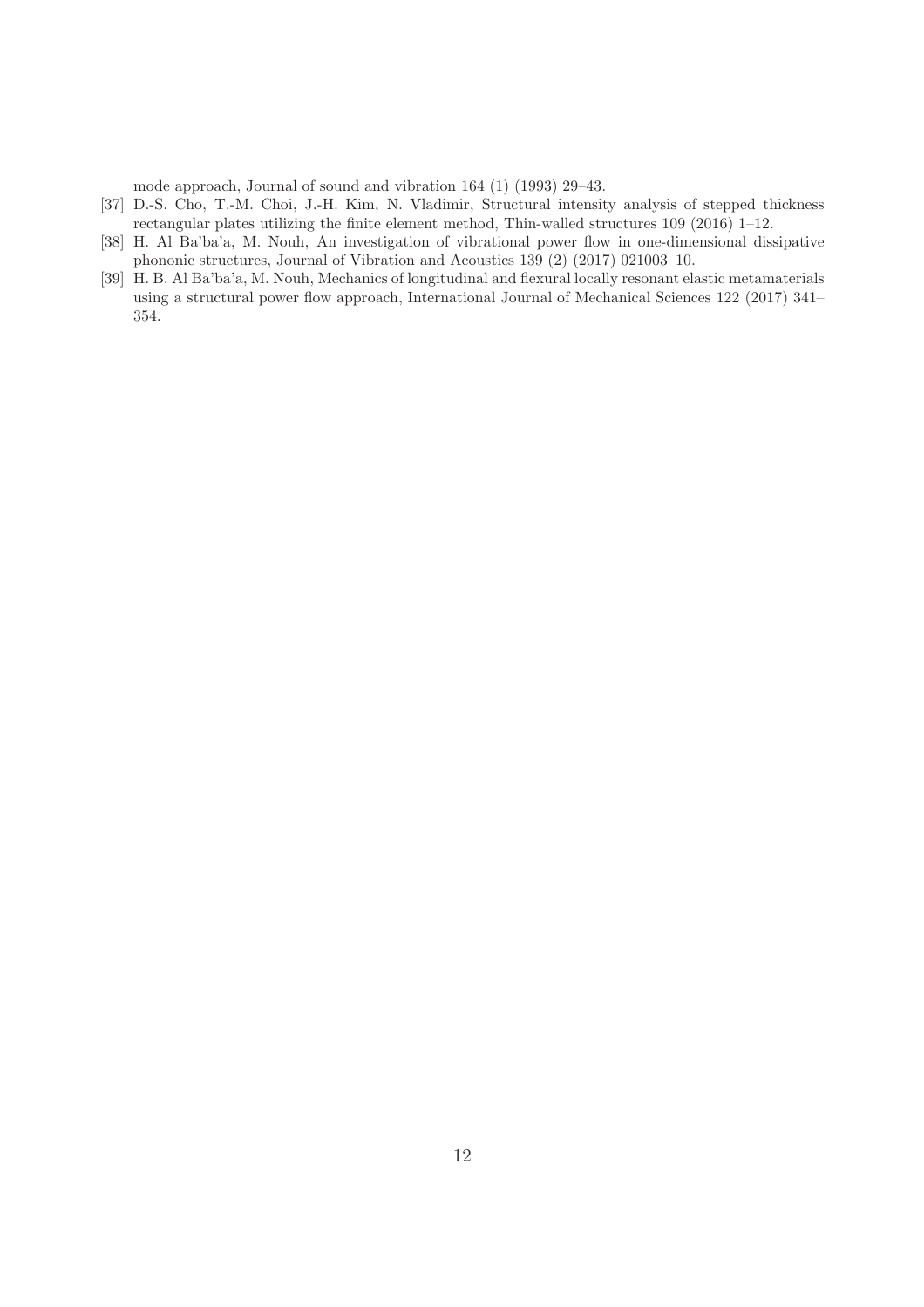mode approach, Journal of sound and vibration 164 (1) (1993) 29–43.

[37] D.-S. Cho, T.-M. Choi, J.-H. Kim, N. Vladimir, Structural intensity analysis of stepped thickness rectangular plates utilizing the finite element method, Thin-walled structures 109 (2016) 1–12.

[38] H. Al Ba'ba'a, M. Nouh, An investigation of vibrational power flow in one-dimensional dissipative phononic structures, Journal of Vibration and Acoustics 139 (2) (2017) 021003–10.

[39] H. B. Al Ba'ba'a, M. Nouh, Mechanics of longitudinal and flexural locally resonant elastic metamaterials using a structural power flow approach, International Journal of Mechanical Sciences 122 (2017) 341–354.